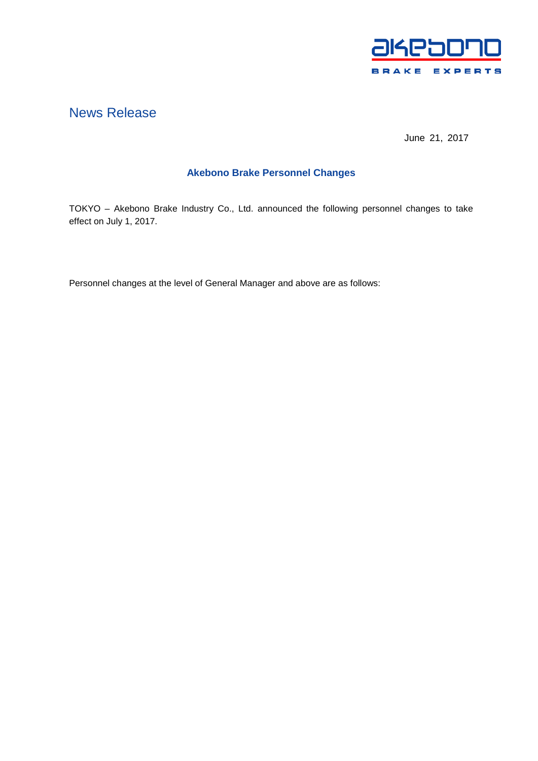akebono
BRAKE EXPERTS

# News Release

June 21, 2017

## Akebono Brake Personnel Changes

TOKYO – Akebono Brake Industry Co., Ltd. announced the following personnel changes to take effect on July 1, 2017.

Personnel changes at the level of General Manager and above are as follows: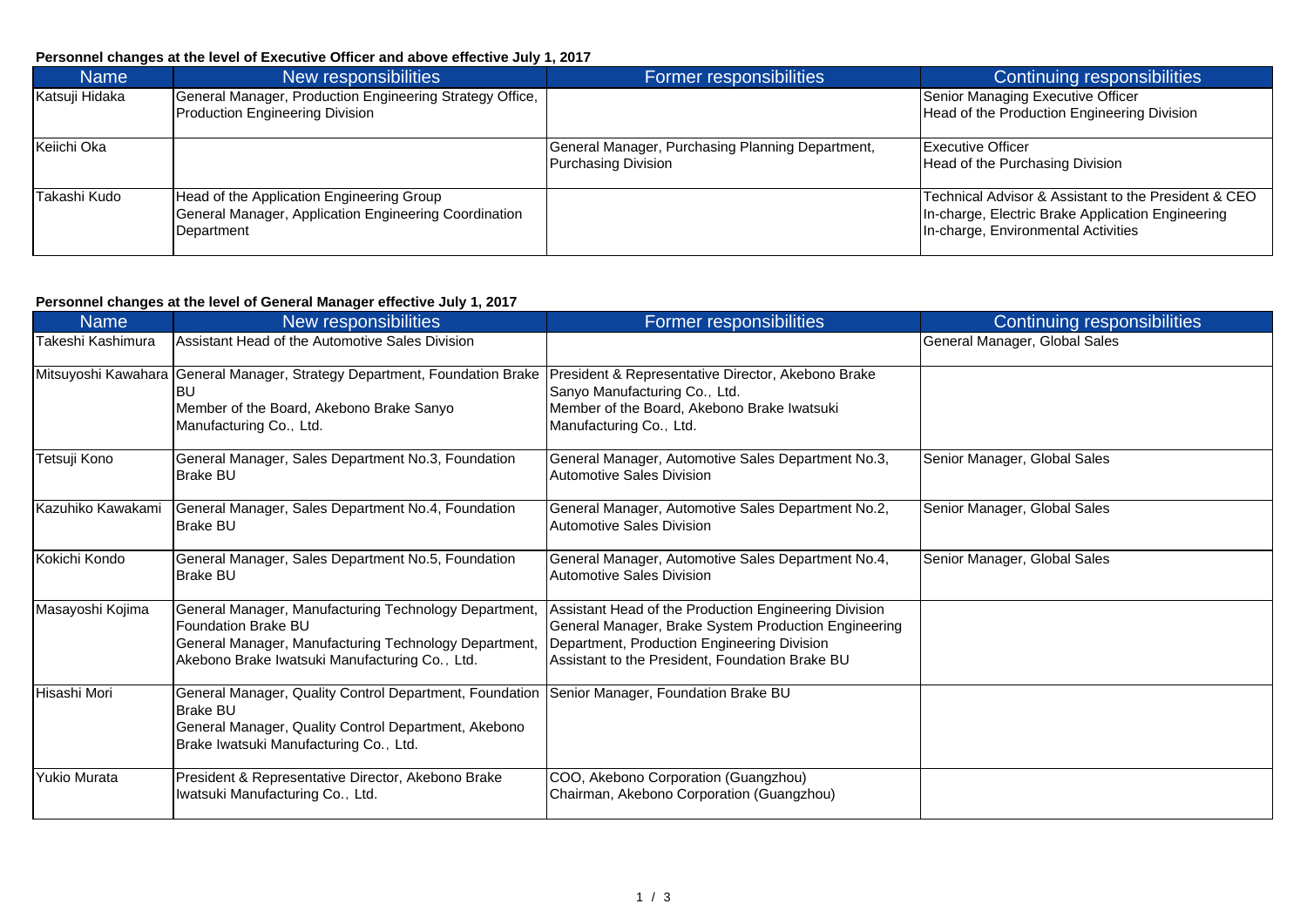**Personnel changes at the level of Executive Officer and above effective July 1, 2017**

| Name | New responsibilities | Former responsibilities | Continuing responsibilities |
| --- | --- | --- | --- |
| Katsuji Hidaka | General Manager, Production Engineering Strategy Office, Production Engineering Division | | Senior Managing Executive Officer<br>Head of the Production Engineering Division |
| Keiichi Oka | | General Manager, Purchasing Planning Department, Purchasing Division | Executive Officer<br>Head of the Purchasing Division |
| Takashi Kudo | Head of the Application Engineering Group<br>General Manager, Application Engineering Coordination Department | | Technical Advisor & Assistant to the President & CEO<br>In-charge, Electric Brake Application Engineering<br>In-charge, Environmental Activities |

**Personnel changes at the level of General Manager effective July 1, 2017**

| Name | New responsibilities | Former responsibilities | Continuing responsibilities |
| --- | --- | --- | --- |
| Takeshi Kashimura | Assistant Head of the Automotive Sales Division | | General Manager, Global Sales |
| Mitsuyoshi Kawahara | General Manager, Strategy Department, Foundation Brake BU<br>Member of the Board, Akebono Brake Sanyo Manufacturing Co., Ltd. | President & Representative Director, Akebono Brake Sanyo Manufacturing Co., Ltd.<br>Member of the Board, Akebono Brake Iwatsuki Manufacturing Co., Ltd. | |
| Tetsuji Kono | General Manager, Sales Department No.3, Foundation Brake BU | General Manager, Automotive Sales Department No.3, Automotive Sales Division | Senior Manager, Global Sales |
| Kazuhiko Kawakami | General Manager, Sales Department No.4, Foundation Brake BU | General Manager, Automotive Sales Department No.2, Automotive Sales Division | Senior Manager, Global Sales |
| Kokichi Kondo | General Manager, Sales Department No.5, Foundation Brake BU | General Manager, Automotive Sales Department No.4, Automotive Sales Division | Senior Manager, Global Sales |
| Masayoshi Kojima | General Manager, Manufacturing Technology Department, Foundation Brake BU<br>General Manager, Manufacturing Technology Department, Akebono Brake Iwatsuki Manufacturing Co., Ltd. | Assistant Head of the Production Engineering Division<br>General Manager, Brake System Production Engineering Department, Production Engineering Division<br>Assistant to the President, Foundation Brake BU | |
| Hisashi Mori | General Manager, Quality Control Department, Foundation Brake BU<br>General Manager, Quality Control Department, Akebono Brake Iwatsuki Manufacturing Co., Ltd. | Senior Manager, Foundation Brake BU | |
| Yukio Murata | President & Representative Director, Akebono Brake Iwatsuki Manufacturing Co., Ltd. | COO, Akebono Corporation (Guangzhou)<br>Chairman, Akebono Corporation (Guangzhou) | |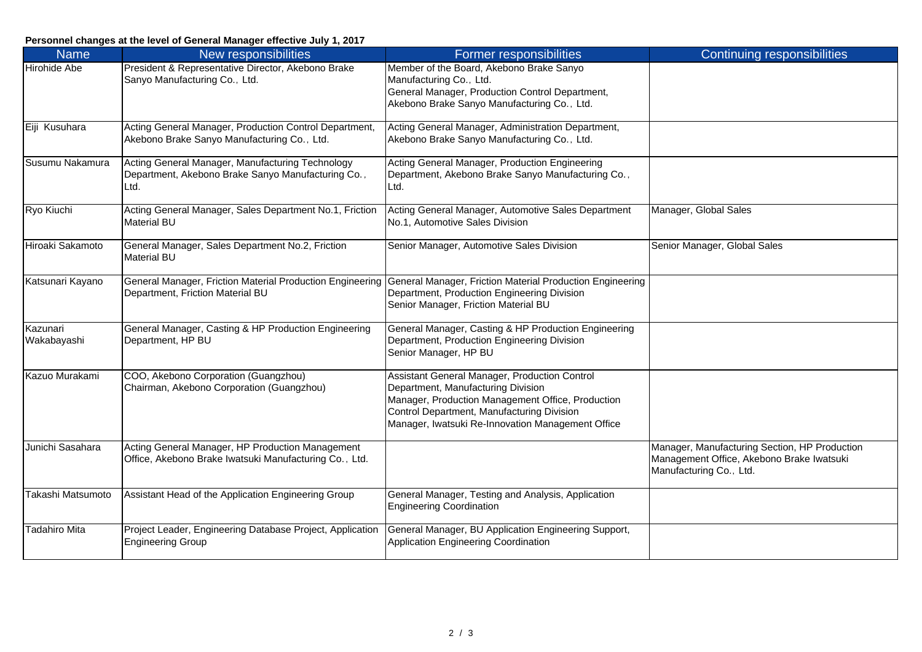**Personnel changes at the level of General Manager effective July 1, 2017**

| Name | New responsibilities | Former responsibilities | Continuing responsibilities |
|---|---|---|---|
| Hirohide Abe | President & Representative Director, Akebono Brake Sanyo Manufacturing Co., Ltd. | Member of the Board, Akebono Brake Sanyo Manufacturing Co., Ltd.<br>General Manager, Production Control Department, Akebono Brake Sanyo Manufacturing Co., Ltd. | |
| Eiji Kusuhara | Acting General Manager, Production Control Department, Akebono Brake Sanyo Manufacturing Co., Ltd. | Acting General Manager, Administration Department, Akebono Brake Sanyo Manufacturing Co., Ltd. | |
| Susumu Nakamura | Acting General Manager, Manufacturing Technology Department, Akebono Brake Sanyo Manufacturing Co., Ltd. | Acting General Manager, Production Engineering Department, Akebono Brake Sanyo Manufacturing Co., Ltd. | |
| Ryo Kiuchi | Acting General Manager, Sales Department No.1, Friction Material BU | Acting General Manager, Automotive Sales Department No.1, Automotive Sales Division | Manager, Global Sales |
| Hiroaki Sakamoto | General Manager, Sales Department No.2, Friction Material BU | Senior Manager, Automotive Sales Division | Senior Manager, Global Sales |
| Katsunari Kayano | General Manager, Friction Material Production Engineering Department, Friction Material BU | General Manager, Friction Material Production Engineering Department, Production Engineering Division<br>Senior Manager, Friction Material BU | |
| Kazunari Wakabayashi | General Manager, Casting & HP Production Engineering Department, HP BU | General Manager, Casting & HP Production Engineering Department, Production Engineering Division<br>Senior Manager, HP BU | |
| Kazuo Murakami | COO, Akebono Corporation (Guangzhou)<br>Chairman, Akebono Corporation (Guangzhou) | Assistant General Manager, Production Control Department, Manufacturing Division<br>Manager, Production Management Office, Production Control Department, Manufacturing Division<br>Manager, Iwatsuki Re-Innovation Management Office | |
| Junichi Sasahara | Acting General Manager, HP Production Management Office, Akebono Brake Iwatsuki Manufacturing Co., Ltd. | | Manager, Manufacturing Section, HP Production Management Office, Akebono Brake Iwatsuki Manufacturing Co., Ltd. |
| Takashi Matsumoto | Assistant Head of the Application Engineering Group | General Manager, Testing and Analysis, Application Engineering Coordination | |
| Tadahiro Mita | Project Leader, Engineering Database Project, Application Engineering Group | General Manager, BU Application Engineering Support, Application Engineering Coordination | |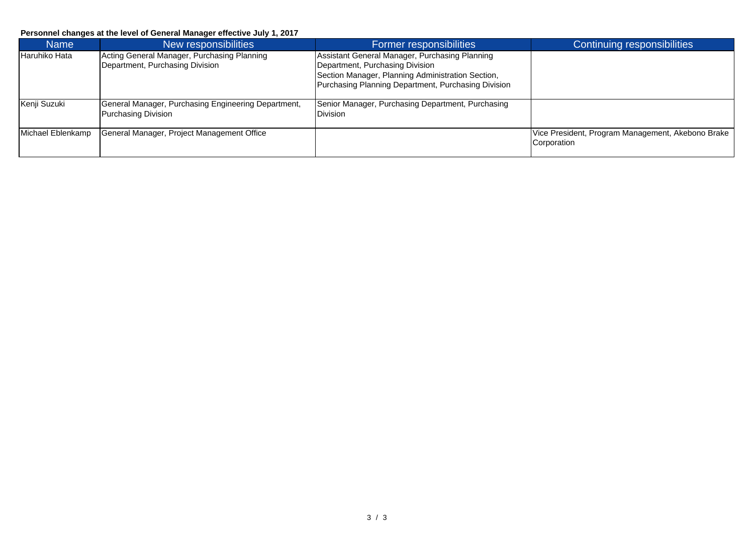**Personnel changes at the level of General Manager effective July 1, 2017**

| Name | New responsibilities | Former responsibilities | Continuing responsibilities |
|---|---|---|---|
| Haruhiko Hata | Acting General Manager, Purchasing Planning Department, Purchasing Division | Assistant General Manager, Purchasing Planning Department, Purchasing Division<br>Section Manager, Planning Administration Section, Purchasing Planning Department, Purchasing Division | |
| Kenji Suzuki | General Manager, Purchasing Engineering Department, Purchasing Division | Senior Manager, Purchasing Department, Purchasing Division | |
| Michael Eblenkamp | General Manager, Project Management Office | | Vice President, Program Management, Akebono Brake Corporation |